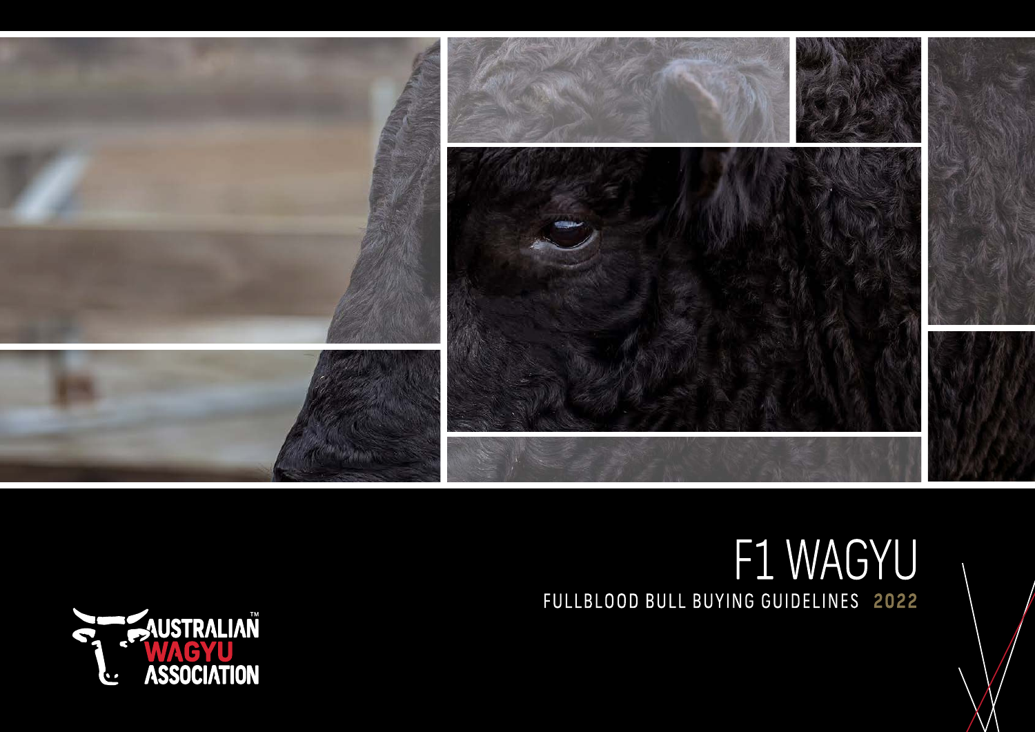# F1 WAGYU

## FULLBLOOD BULL BUYING GUIDELINES 2022

AUSTRALIAN WAGYU ASSOCIATION™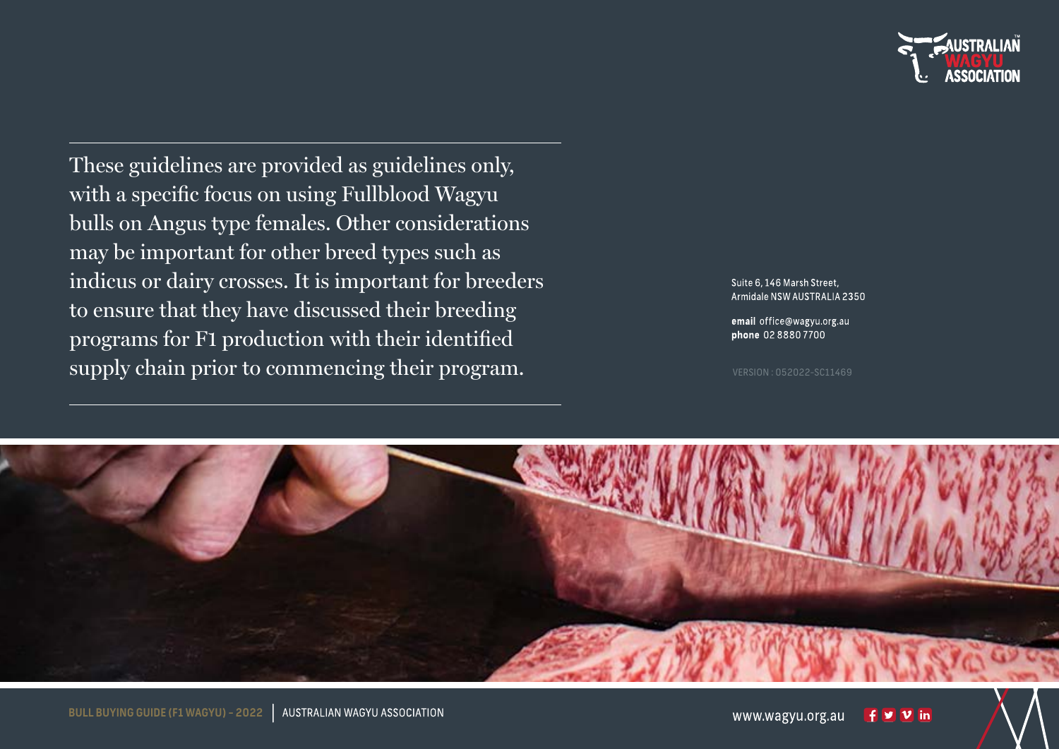These guidelines are provided as guidelines only, with a specific focus on using Fullblood Wagyu bulls on Angus type females. Other considerations may be important for other breed types such as indicus or dairy crosses. It is important for breeders to ensure that they have discussed their breeding programs for F1 production with their identified supply chain prior to commencing their program.

Suite 6, 146 Marsh Street,
Armidale NSW AUSTRALIA 2350

**email** office@wagyu.org.au
**phone** 02 8880 7700

VERSION : 052022-SC11469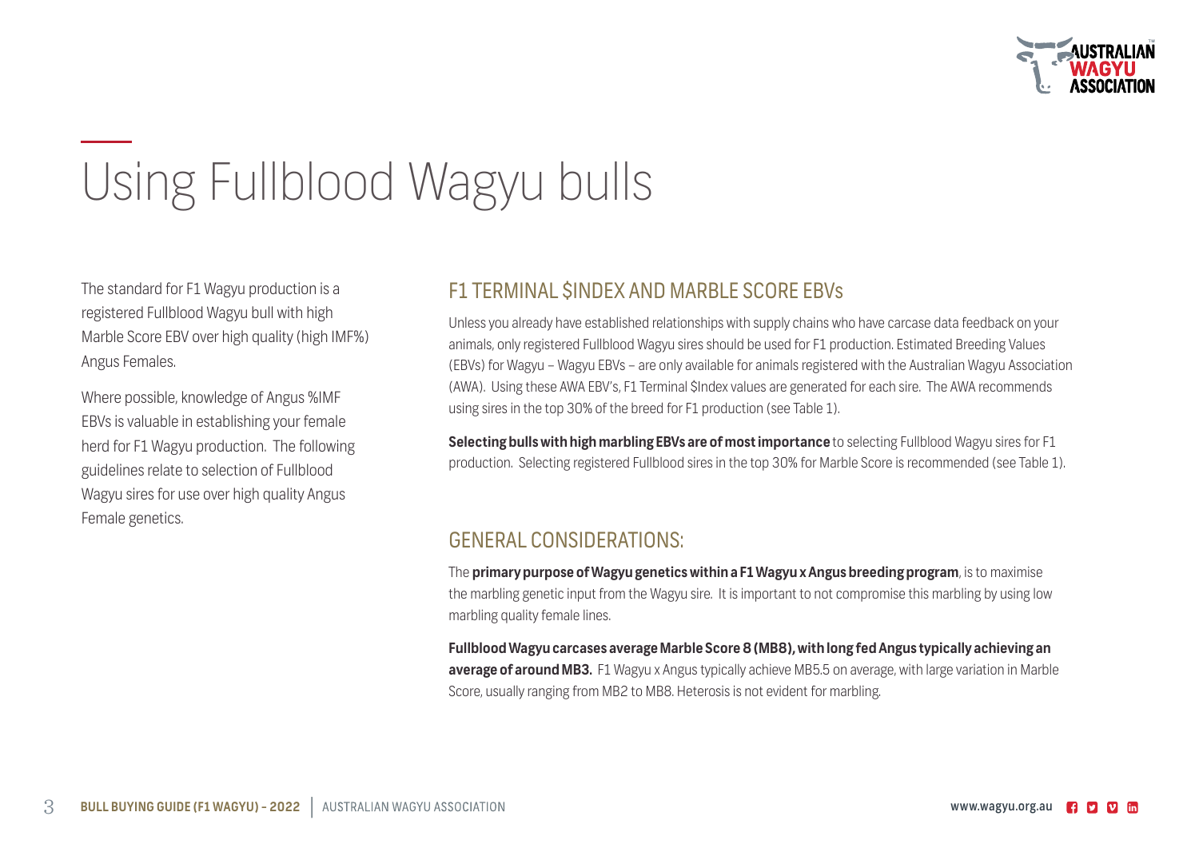# Using Fullblood Wagyu bulls

The standard for F1 Wagyu production is a registered Fullblood Wagyu bull with high Marble Score EBV over high quality (high IMF%) Angus Females.

Where possible, knowledge of Angus %IMF EBVs is valuable in establishing your female herd for F1 Wagyu production. The following guidelines relate to selection of Fullblood Wagyu sires for use over high quality Angus Female genetics.

## F1 TERMINAL $INDEX AND MARBLE SCORE EBVs

Unless you already have established relationships with supply chains who have carcase data feedback on your animals, only registered Fullblood Wagyu sires should be used for F1 production. Estimated Breeding Values (EBVs) for Wagyu – Wagyu EBVs – are only available for animals registered with the Australian Wagyu Association (AWA). Using these AWA EBV's, F1 Terminal $Index values are generated for each sire. The AWA recommends using sires in the top 30% of the breed for F1 production (see Table 1).

**Selecting bulls with high marbling EBVs are of most importance** to selecting Fullblood Wagyu sires for F1 production. Selecting registered Fullblood sires in the top 30% for Marble Score is recommended (see Table 1).

## GENERAL CONSIDERATIONS:

The **primary purpose of Wagyu genetics within a F1 Wagyu x Angus breeding program**, is to maximise the marbling genetic input from the Wagyu sire. It is important to not compromise this marbling by using low marbling quality female lines.

**Fullblood Wagyu carcases average Marble Score 8 (MB8), with long fed Angus typically achieving an average of around MB3.** F1 Wagyu x Angus typically achieve MB5.5 on average, with large variation in Marble Score, usually ranging from MB2 to MB8. Heterosis is not evident for marbling.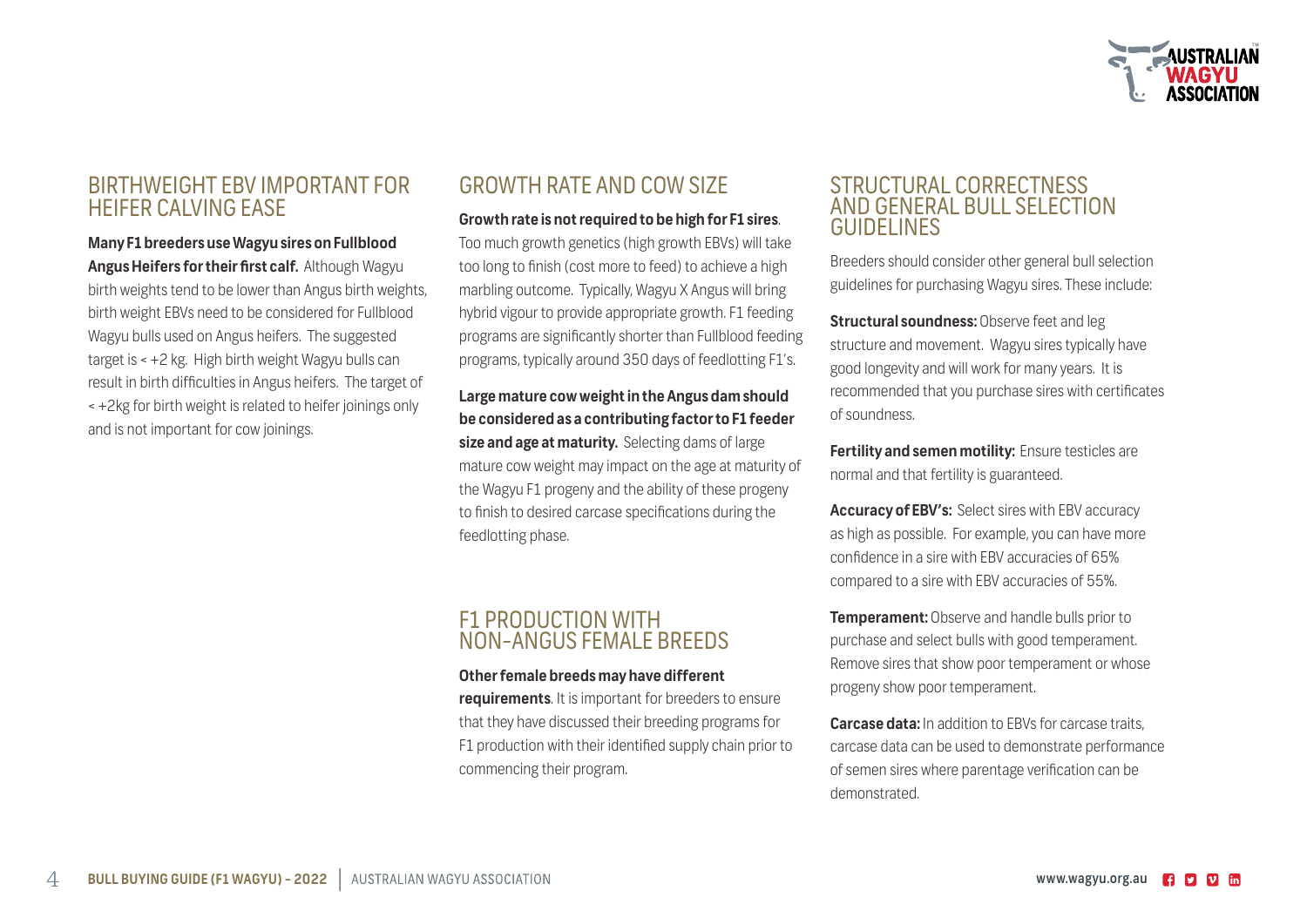## BIRTHWEIGHT EBV IMPORTANT FOR HEIFER CALVING EASE

**Many F1 breeders use Wagyu sires on Fullblood Angus Heifers for their first calf.** Although Wagyu birth weights tend to be lower than Angus birth weights, birth weight EBVs need to be considered for Fullblood Wagyu bulls used on Angus heifers. The suggested target is < +2 kg. High birth weight Wagyu bulls can result in birth difficulties in Angus heifers. The target of < +2kg for birth weight is related to heifer joinings only and is not important for cow joinings.

## GROWTH RATE AND COW SIZE

**Growth rate is not required to be high for F1 sires**. Too much growth genetics (high growth EBVs) will take too long to finish (cost more to feed) to achieve a high marbling outcome. Typically, Wagyu X Angus will bring hybrid vigour to provide appropriate growth. F1 feeding programs are significantly shorter than Fullblood feeding programs, typically around 350 days of feedlotting F1's.

**Large mature cow weight in the Angus dam should be considered as a contributing factor to F1 feeder size and age at maturity.** Selecting dams of large mature cow weight may impact on the age at maturity of the Wagyu F1 progeny and the ability of these progeny to finish to desired carcase specifications during the feedlotting phase.

## F1 PRODUCTION WITH NON-ANGUS FEMALE BREEDS

**Other female breeds may have different requirements**. It is important for breeders to ensure that they have discussed their breeding programs for F1 production with their identified supply chain prior to commencing their program.

## STRUCTURAL CORRECTNESS AND GENERAL BULL SELECTION GUIDELINES

Breeders should consider other general bull selection guidelines for purchasing Wagyu sires. These include:

**Structural soundness:** Observe feet and leg structure and movement. Wagyu sires typically have good longevity and will work for many years. It is recommended that you purchase sires with certificates of soundness.

**Fertility and semen motility:** Ensure testicles are normal and that fertility is guaranteed.

**Accuracy of EBV's:** Select sires with EBV accuracy as high as possible. For example, you can have more confidence in a sire with EBV accuracies of 65% compared to a sire with EBV accuracies of 55%.

**Temperament:** Observe and handle bulls prior to purchase and select bulls with good temperament. Remove sires that show poor temperament or whose progeny show poor temperament.

**Carcase data:** In addition to EBVs for carcase traits, carcase data can be used to demonstrate performance of semen sires where parentage verification can be demonstrated.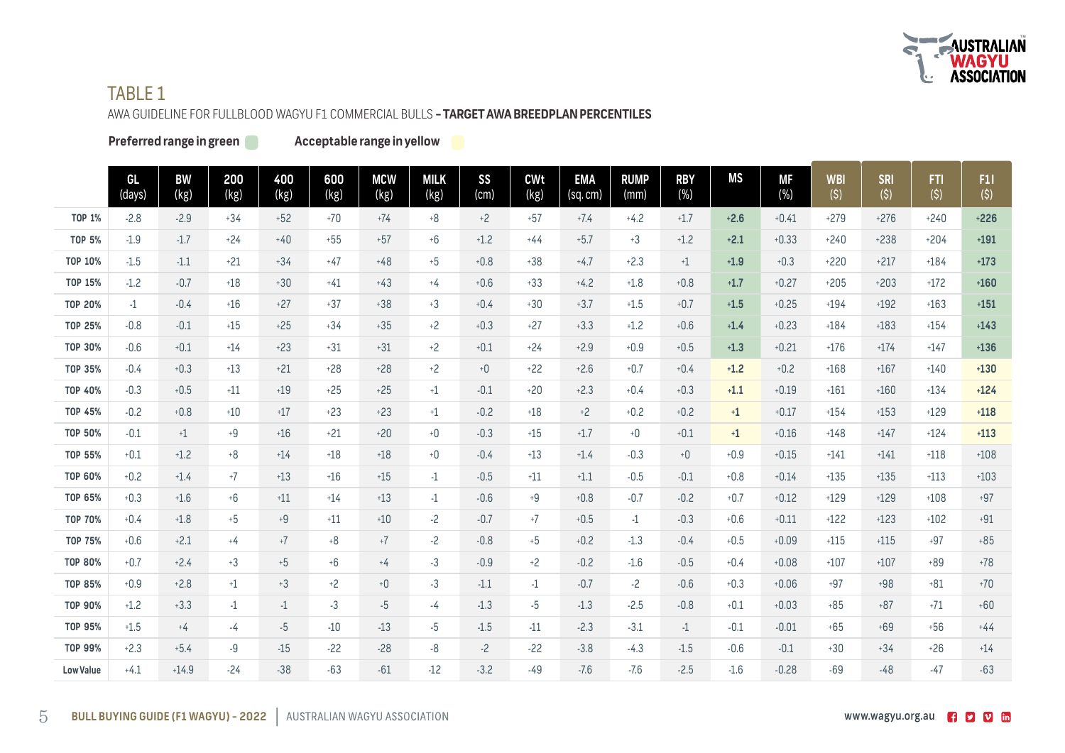# TABLE 1

AWA GUIDELINE FOR FULLBLOOD WAGYU F1 COMMERCIAL BULLS – **TARGET AWA BREEDPLAN PERCENTILES**

**Preferred range in green** **Acceptable range in yellow**

| | GL (days) | BW (kg) | 200 (kg) | 400 (kg) | 600 (kg) | MCW (kg) | MILK (kg) | SS (cm) | CWt (kg) | EMA (sq. cm) | RUMP (mm) | RBY (%) | MS | MF (%) | WBI ($) | SRI ($) | FTI ($) | F1I ($) |
|---|---|---|---|---|---|---|---|---|---|---|---|---|---|---|---|---|---|---|
| TOP 1% | -2.8 | -2.9 | +34 | +52 | +70 | +74 | +8 | +2 | +57 | +7.4 | +4.2 | +1.7 | **+2.6** | +0.41 | +279 | +276 | +240 | **+226** |
| TOP 5% | -1.9 | -1.7 | +24 | +40 | +55 | +57 | +6 | +1.2 | +44 | +5.7 | +3 | +1.2 | **+2.1** | +0.33 | +240 | +238 | +204 | **+191** |
| TOP 10% | -1.5 | -1.1 | +21 | +34 | +47 | +48 | +5 | +0.8 | +38 | +4.7 | +2.3 | +1 | **+1.9** | +0.3 | +220 | +217 | +184 | **+173** |
| TOP 15% | -1.2 | -0.7 | +18 | +30 | +41 | +43 | +4 | +0.6 | +33 | +4.2 | +1.8 | +0.8 | **+1.7** | +0.27 | +205 | +203 | +172 | **+160** |
| TOP 20% | -1 | -0.4 | +16 | +27 | +37 | +38 | +3 | +0.4 | +30 | +3.7 | +1.5 | +0.7 | **+1.5** | +0.25 | +194 | +192 | +163 | **+151** |
| TOP 25% | -0.8 | -0.1 | +15 | +25 | +34 | +35 | +2 | +0.3 | +27 | +3.3 | +1.2 | +0.6 | **+1.4** | +0.23 | +184 | +183 | +154 | **+143** |
| TOP 30% | -0.6 | +0.1 | +14 | +23 | +31 | +31 | +2 | +0.1 | +24 | +2.9 | +0.9 | +0.5 | **+1.3** | +0.21 | +176 | +174 | +147 | **+136** |
| TOP 35% | -0.4 | +0.3 | +13 | +21 | +28 | +28 | +2 | +0 | +22 | +2.6 | +0.7 | +0.4 | **+1.2** | +0.2 | +168 | +167 | +140 | **+130** |
| TOP 40% | -0.3 | +0.5 | +11 | +19 | +25 | +25 | +1 | -0.1 | +20 | +2.3 | +0.4 | +0.3 | **+1.1** | +0.19 | +161 | +160 | +134 | **+124** |
| TOP 45% | -0.2 | +0.8 | +10 | +17 | +23 | +23 | +1 | -0.2 | +18 | +2 | +0.2 | +0.2 | **+1** | +0.17 | +154 | +153 | +129 | **+118** |
| TOP 50% | -0.1 | +1 | +9 | +16 | +21 | +20 | +0 | -0.3 | +15 | +1.7 | +0 | +0.1 | **+1** | +0.16 | +148 | +147 | +124 | **+113** |
| TOP 55% | +0.1 | +1.2 | +8 | +14 | +18 | +18 | +0 | -0.4 | +13 | +1.4 | -0.3 | +0 | +0.9 | +0.15 | +141 | +141 | +118 | +108 |
| TOP 60% | +0.2 | +1.4 | +7 | +13 | +16 | +15 | -1 | -0.5 | +11 | +1.1 | -0.5 | -0.1 | +0.8 | +0.14 | +135 | +135 | +113 | +103 |
| TOP 65% | +0.3 | +1.6 | +6 | +11 | +14 | +13 | -1 | -0.6 | +9 | +0.8 | -0.7 | -0.2 | +0.7 | +0.12 | +129 | +129 | +108 | +97 |
| TOP 70% | +0.4 | +1.8 | +5 | +9 | +11 | +10 | -2 | -0.7 | +7 | +0.5 | -1 | -0.3 | +0.6 | +0.11 | +122 | +123 | +102 | +91 |
| TOP 75% | +0.6 | +2.1 | +4 | +7 | +8 | +7 | -2 | -0.8 | +5 | +0.2 | -1.3 | -0.4 | +0.5 | +0.09 | +115 | +115 | +97 | +85 |
| TOP 80% | +0.7 | +2.4 | +3 | +5 | +6 | +4 | -3 | -0.9 | +2 | -0.2 | -1.6 | -0.5 | +0.4 | +0.08 | +107 | +107 | +89 | +78 |
| TOP 85% | +0.9 | +2.8 | +1 | +3 | +2 | +0 | -3 | -1.1 | -1 | -0.7 | -2 | -0.6 | +0.3 | +0.06 | +97 | +98 | +81 | +70 |
| TOP 90% | +1.2 | +3.3 | -1 | -1 | -3 | -5 | -4 | -1.3 | -5 | -1.3 | -2.5 | -0.8 | +0.1 | +0.03 | +85 | +87 | +71 | +60 |
| TOP 95% | +1.5 | +4 | -4 | -5 | -10 | -13 | -5 | -1.5 | -11 | -2.3 | -3.1 | -1 | -0.1 | -0.01 | +65 | +69 | +56 | +44 |
| TOP 99% | +2.3 | +5.4 | -9 | -15 | -22 | -28 | -8 | -2 | -22 | -3.8 | -4.3 | -1.5 | -0.6 | -0.1 | +30 | +34 | +26 | +14 |
| Low Value | +4.1 | +14.9 | -24 | -38 | -63 | -61 | -12 | -3.2 | -49 | -7.6 | -7.6 | -2.5 | -1.6 | -0.28 | -69 | -48 | -47 | -63 |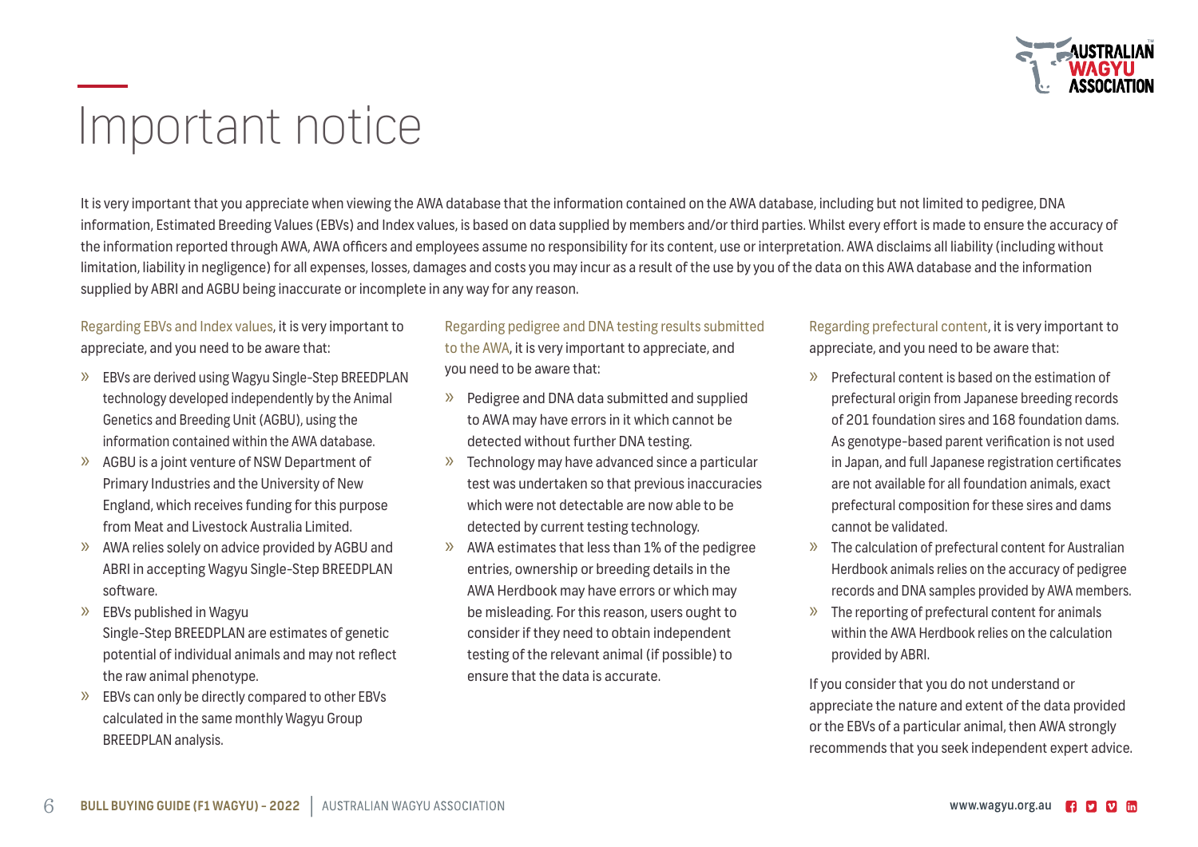# Important notice

It is very important that you appreciate when viewing the AWA database that the information contained on the AWA database, including but not limited to pedigree, DNA information, Estimated Breeding Values (EBVs) and Index values, is based on data supplied by members and/or third parties. Whilst every effort is made to ensure the accuracy of the information reported through AWA, AWA officers and employees assume no responsibility for its content, use or interpretation. AWA disclaims all liability (including without limitation, liability in negligence) for all expenses, losses, damages and costs you may incur as a result of the use by you of the data on this AWA database and the information supplied by ABRI and AGBU being inaccurate or incomplete in any way for any reason.

Regarding EBVs and Index values, it is very important to appreciate, and you need to be aware that:

- EBVs are derived using Wagyu Single-Step BREEDPLAN technology developed independently by the Animal Genetics and Breeding Unit (AGBU), using the information contained within the AWA database.
- AGBU is a joint venture of NSW Department of Primary Industries and the University of New England, which receives funding for this purpose from Meat and Livestock Australia Limited.
- AWA relies solely on advice provided by AGBU and ABRI in accepting Wagyu Single-Step BREEDPLAN software.
- EBVs published in Wagyu Single-Step BREEDPLAN are estimates of genetic potential of individual animals and may not reflect the raw animal phenotype.
- EBVs can only be directly compared to other EBVs calculated in the same monthly Wagyu Group BREEDPLAN analysis.

Regarding pedigree and DNA testing results submitted to the AWA, it is very important to appreciate, and you need to be aware that:

- Pedigree and DNA data submitted and supplied to AWA may have errors in it which cannot be detected without further DNA testing.
- Technology may have advanced since a particular test was undertaken so that previous inaccuracies which were not detectable are now able to be detected by current testing technology.
- AWA estimates that less than 1% of the pedigree entries, ownership or breeding details in the AWA Herdbook may have errors or which may be misleading. For this reason, users ought to consider if they need to obtain independent testing of the relevant animal (if possible) to ensure that the data is accurate.

Regarding prefectural content, it is very important to appreciate, and you need to be aware that:

- Prefectural content is based on the estimation of prefectural origin from Japanese breeding records of 201 foundation sires and 168 foundation dams. As genotype-based parent verification is not used in Japan, and full Japanese registration certificates are not available for all foundation animals, exact prefectural composition for these sires and dams cannot be validated.
- The calculation of prefectural content for Australian Herdbook animals relies on the accuracy of pedigree records and DNA samples provided by AWA members.
- The reporting of prefectural content for animals within the AWA Herdbook relies on the calculation provided by ABRI.

If you consider that you do not understand or appreciate the nature and extent of the data provided or the EBVs of a particular animal, then AWA strongly recommends that you seek independent expert advice.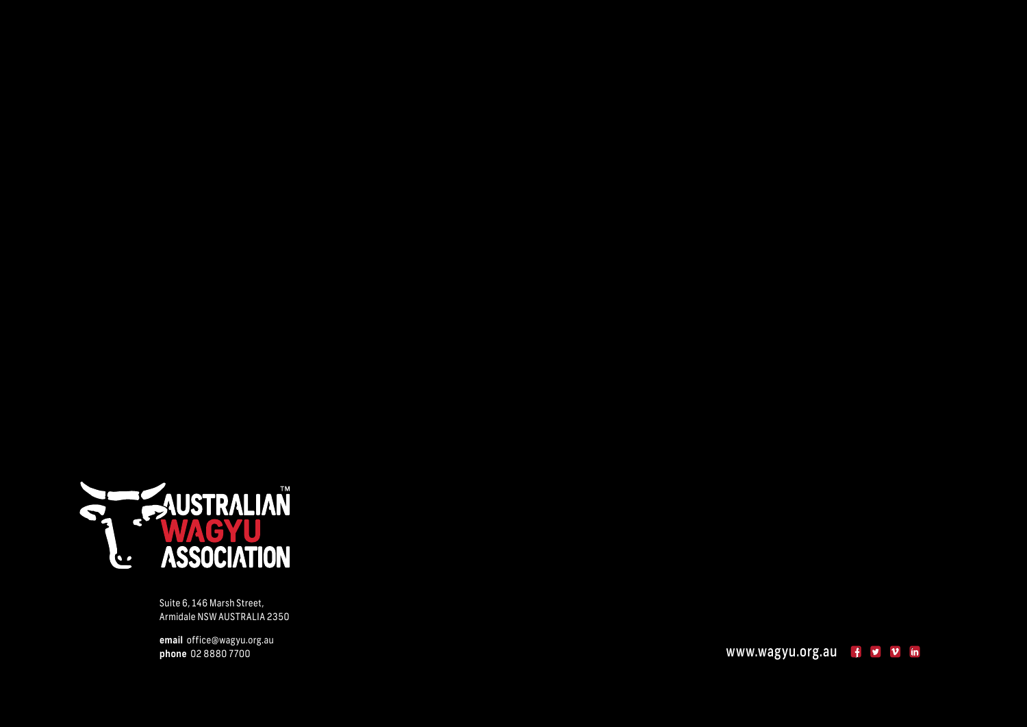AUSTRALIAN™
WAGYU
ASSOCIATION

Suite 6, 146 Marsh Street,
Armidale NSW AUSTRALIA 2350

**email** office@wagyu.org.au
**phone** 02 8880 7700

www.wagyu.org.au